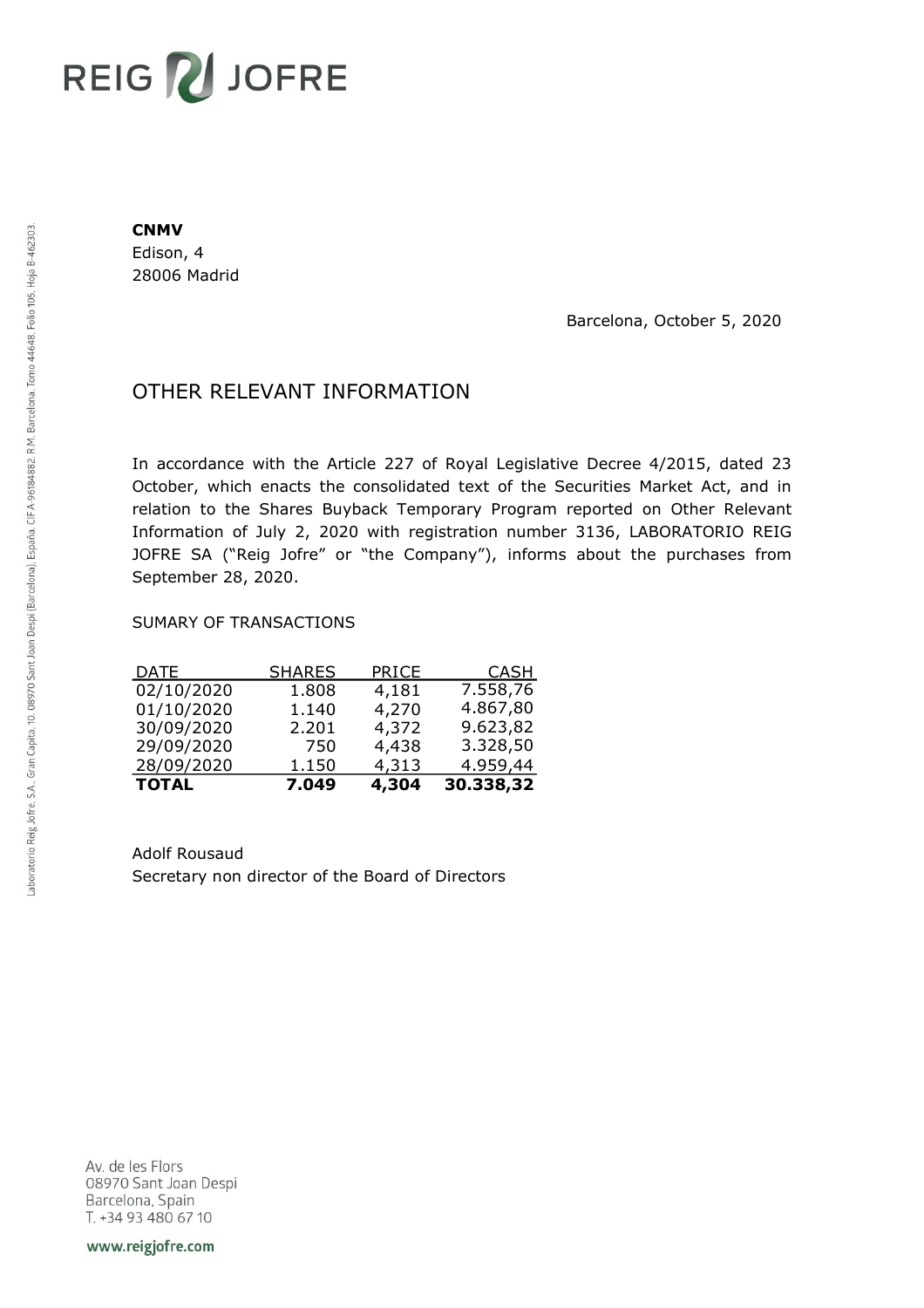REIG JOFRE

**CNMV**
Edison, 4
28006 Madrid

Barcelona, October 5, 2020

# OTHER RELEVANT INFORMATION

In accordance with the Article 227 of Royal Legislative Decree 4/2015, dated 23 October, which enacts the consolidated text of the Securities Market Act, and in relation to the Shares Buyback Temporary Program reported on Other Relevant Information of July 2, 2020 with registration number 3136, LABORATORIO REIG JOFRE SA ("Reig Jofre" or "the Company"), informs about the purchases from September 28, 2020.

SUMARY OF TRANSACTIONS

| DATE | SHARES | PRICE | CASH |
|---|---:|---:|---:|
| 02/10/2020 | 1.808 | 4,181 | 7.558,76 |
| 01/10/2020 | 1.140 | 4,270 | 4.867,80 |
| 30/09/2020 | 2.201 | 4,372 | 9.623,82 |
| 29/09/2020 | 750 | 4,438 | 3.328,50 |
| 28/09/2020 | 1.150 | 4,313 | 4.959,44 |
| **TOTAL** | **7.049** | **4,304** | **30.338,32** |

Adolf Rousaud
Secretary non director of the Board of Directors

Laboratorio Reig Jofre, S.A., Gran Capita, 10, 08970 Sant Joan Despi (Barcelona), España. CIF A-96184882. R.M. Barcelona, Tomo 44648, Folio 105, Hoja B-462303.

Av. de les Flors
08970 Sant Joan Despi
Barcelona, Spain
T. +34 93 480 67 10

www.reigjofre.com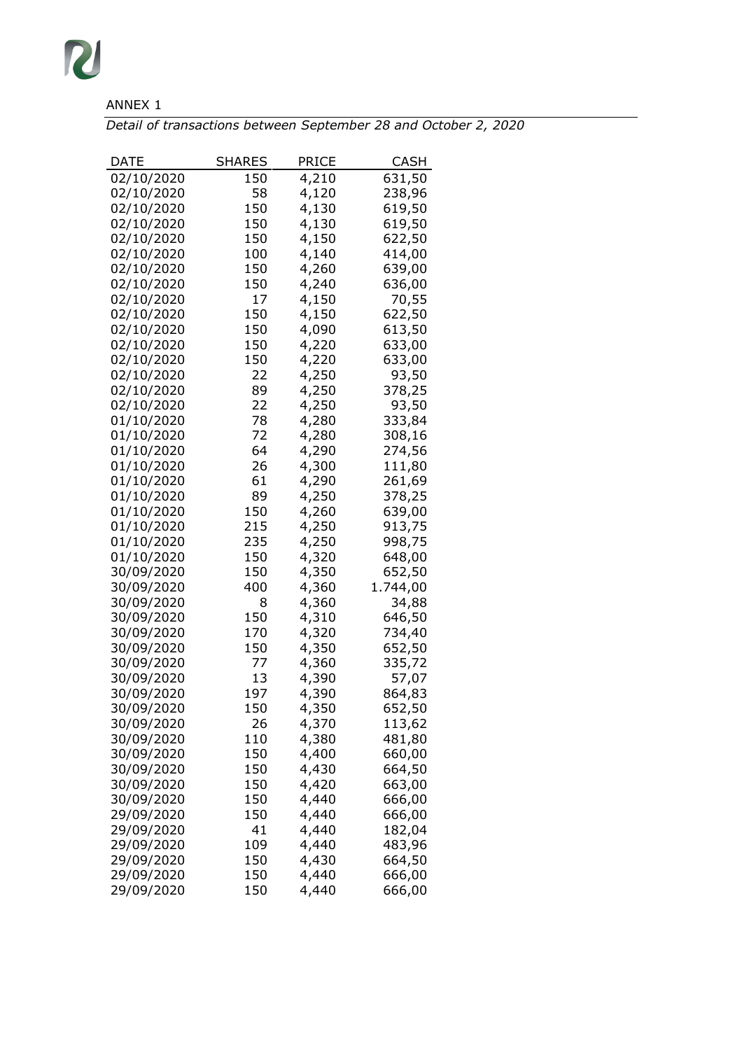ANNEX 1

*Detail of transactions between September 28 and October 2, 2020*

| DATE | SHARES | PRICE | CASH |
|---|---|---|---|
| 02/10/2020 | 150 | 4,210 | 631,50 |
| 02/10/2020 | 58 | 4,120 | 238,96 |
| 02/10/2020 | 150 | 4,130 | 619,50 |
| 02/10/2020 | 150 | 4,130 | 619,50 |
| 02/10/2020 | 150 | 4,150 | 622,50 |
| 02/10/2020 | 100 | 4,140 | 414,00 |
| 02/10/2020 | 150 | 4,260 | 639,00 |
| 02/10/2020 | 150 | 4,240 | 636,00 |
| 02/10/2020 | 17 | 4,150 | 70,55 |
| 02/10/2020 | 150 | 4,150 | 622,50 |
| 02/10/2020 | 150 | 4,090 | 613,50 |
| 02/10/2020 | 150 | 4,220 | 633,00 |
| 02/10/2020 | 150 | 4,220 | 633,00 |
| 02/10/2020 | 22 | 4,250 | 93,50 |
| 02/10/2020 | 89 | 4,250 | 378,25 |
| 02/10/2020 | 22 | 4,250 | 93,50 |
| 01/10/2020 | 78 | 4,280 | 333,84 |
| 01/10/2020 | 72 | 4,280 | 308,16 |
| 01/10/2020 | 64 | 4,290 | 274,56 |
| 01/10/2020 | 26 | 4,300 | 111,80 |
| 01/10/2020 | 61 | 4,290 | 261,69 |
| 01/10/2020 | 89 | 4,250 | 378,25 |
| 01/10/2020 | 150 | 4,260 | 639,00 |
| 01/10/2020 | 215 | 4,250 | 913,75 |
| 01/10/2020 | 235 | 4,250 | 998,75 |
| 01/10/2020 | 150 | 4,320 | 648,00 |
| 30/09/2020 | 150 | 4,350 | 652,50 |
| 30/09/2020 | 400 | 4,360 | 1.744,00 |
| 30/09/2020 | 8 | 4,360 | 34,88 |
| 30/09/2020 | 150 | 4,310 | 646,50 |
| 30/09/2020 | 170 | 4,320 | 734,40 |
| 30/09/2020 | 150 | 4,350 | 652,50 |
| 30/09/2020 | 77 | 4,360 | 335,72 |
| 30/09/2020 | 13 | 4,390 | 57,07 |
| 30/09/2020 | 197 | 4,390 | 864,83 |
| 30/09/2020 | 150 | 4,350 | 652,50 |
| 30/09/2020 | 26 | 4,370 | 113,62 |
| 30/09/2020 | 110 | 4,380 | 481,80 |
| 30/09/2020 | 150 | 4,400 | 660,00 |
| 30/09/2020 | 150 | 4,430 | 664,50 |
| 30/09/2020 | 150 | 4,420 | 663,00 |
| 30/09/2020 | 150 | 4,440 | 666,00 |
| 29/09/2020 | 150 | 4,440 | 666,00 |
| 29/09/2020 | 41 | 4,440 | 182,04 |
| 29/09/2020 | 109 | 4,440 | 483,96 |
| 29/09/2020 | 150 | 4,430 | 664,50 |
| 29/09/2020 | 150 | 4,440 | 666,00 |
| 29/09/2020 | 150 | 4,440 | 666,00 |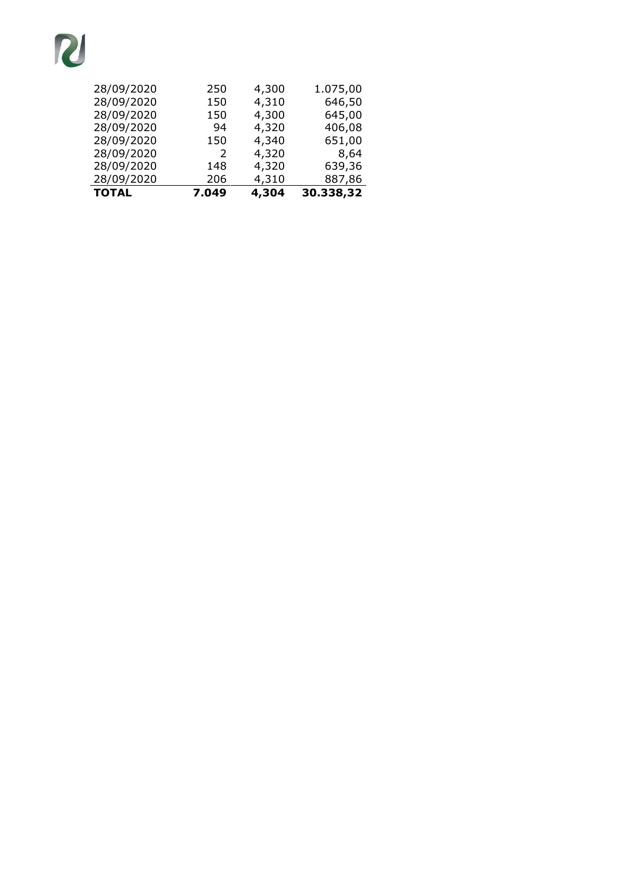| | | | |
|---|---|---|---|
| 28/09/2020 | 250 | 4,300 | 1.075,00 |
| 28/09/2020 | 150 | 4,310 | 646,50 |
| 28/09/2020 | 150 | 4,300 | 645,00 |
| 28/09/2020 | 94 | 4,320 | 406,08 |
| 28/09/2020 | 150 | 4,340 | 651,00 |
| 28/09/2020 | 2 | 4,320 | 8,64 |
| 28/09/2020 | 148 | 4,320 | 639,36 |
| 28/09/2020 | 206 | 4,310 | 887,86 |
| **TOTAL** | **7.049** | **4,304** | **30.338,32** |